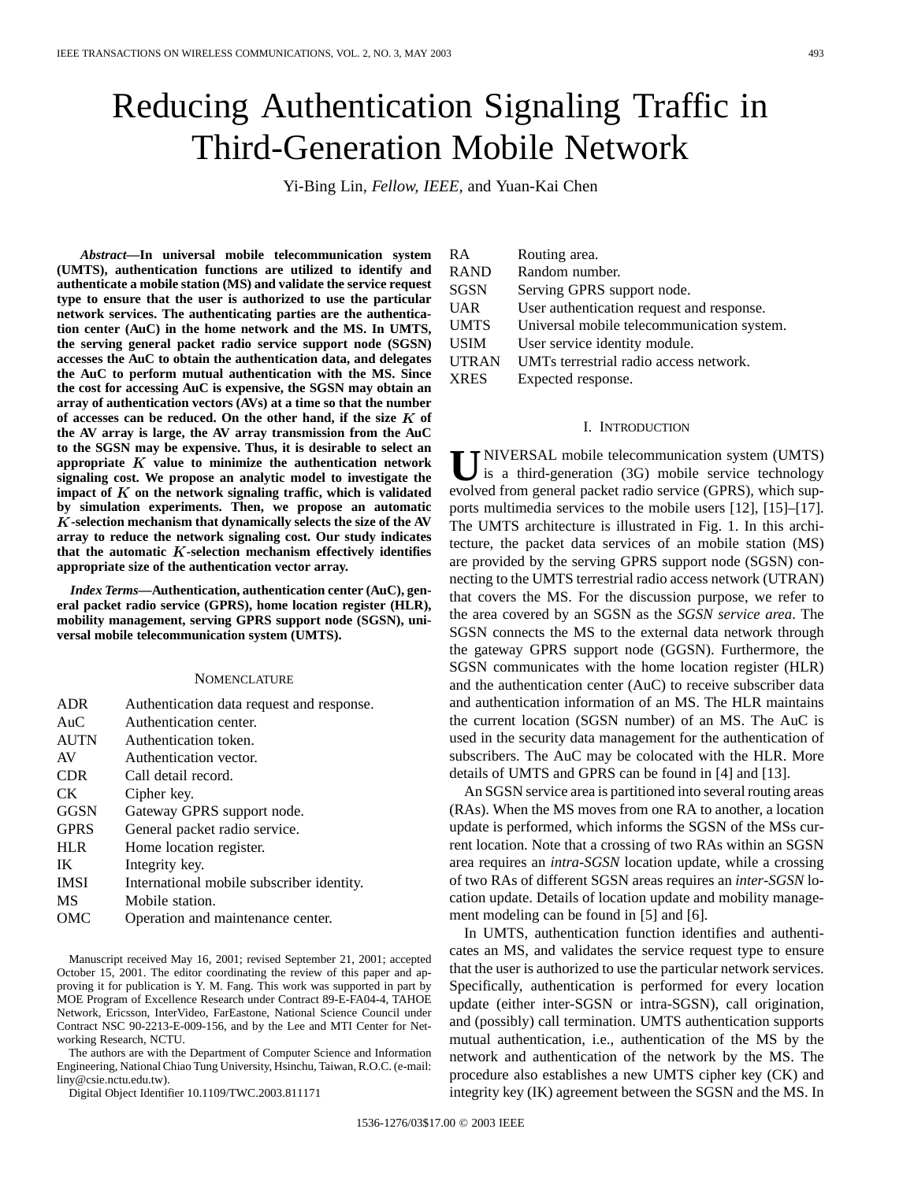# Reducing Authentication Signaling Traffic in Third-Generation Mobile Network

Yi-Bing Lin, *Fellow, IEEE*, and Yuan-Kai Chen

***Abstract*—In universal mobile telecommunication system (UMTS), authentication functions are utilized to identify and authenticate a mobile station (MS) and validate the service request type to ensure that the user is authorized to use the particular network services. The authenticating parties are the authentication center (AuC) in the home network and the MS. In UMTS, the serving general packet radio service support node (SGSN) accesses the AuC to obtain the authentication data, and delegates the AuC to perform mutual authentication with the MS. Since the cost for accessing AuC is expensive, the SGSN may obtain an array of authentication vectors (AVs) at a time so that the number of accesses can be reduced. On the other hand, if the size $K$ of the AV array is large, the AV array transmission from the AuC to the SGSN may be expensive. Thus, it is desirable to select an appropriate $K$ value to minimize the authentication network signaling cost. We propose an analytic model to investigate the impact of $K$ on the network signaling traffic, which is validated by simulation experiments. Then, we propose an automatic $K$-selection mechanism that dynamically selects the size of the AV array to reduce the network signaling cost. Our study indicates that the automatic $K$-selection mechanism effectively identifies appropriate size of the authentication vector array.**

***Index Terms*—Authentication, authentication center (AuC), general packet radio service (GPRS), home location register (HLR), mobility management, serving GPRS support node (SGSN), universal mobile telecommunication system (UMTS).**

## NOMENCLATURE

| | |
|---|---|
| ADR | Authentication data request and response. |
| AuC | Authentication center. |
| AUTN | Authentication token. |
| AV | Authentication vector. |
| CDR | Call detail record. |
| CK | Cipher key. |
| GGSN | Gateway GPRS support node. |
| GPRS | General packet radio service. |
| HLR | Home location register. |
| IK | Integrity key. |
| IMSI | International mobile subscriber identity. |
| MS | Mobile station. |
| OMC | Operation and maintenance center. |
| RA | Routing area. |
| RAND | Random number. |
| SGSN | Serving GPRS support node. |
| UAR | User authentication request and response. |
| UMTS | Universal mobile telecommunication system. |
| USIM | User service identity module. |
| UTRAN | UMTs terrestrial radio access network. |
| XRES | Expected response. |

Manuscript received May 16, 2001; revised September 21, 2001; accepted October 15, 2001. The editor coordinating the review of this paper and approving it for publication is Y. M. Fang. This work was supported in part by MOE Program of Excellence Research under Contract 89-E-FA04-4, TAHOE Network, Ericsson, InterVideo, FarEastone, National Science Council under Contract NSC 90-2213-E-009-156, and by the Lee and MTI Center for Networking Research, NCTU.

The authors are with the Department of Computer Science and Information Engineering, National Chiao Tung University, Hsinchu, Taiwan, R.O.C. (e-mail: liny@csie.nctu.edu.tw).

Digital Object Identifier 10.1109/TWC.2003.811171

## I. INTRODUCTION

UNIVERSAL mobile telecommunication system (UMTS) is a third-generation (3G) mobile service technology evolved from general packet radio service (GPRS), which supports multimedia services to the mobile users [12], [15]–[17]. The UMTS architecture is illustrated in Fig. 1. In this architecture, the packet data services of an mobile station (MS) are provided by the serving GPRS support node (SGSN) connecting to the UMTS terrestrial radio access network (UTRAN) that covers the MS. For the discussion purpose, we refer to the area covered by an SGSN as the *SGSN service area*. The SGSN connects the MS to the external data network through the gateway GPRS support node (GGSN). Furthermore, the SGSN communicates with the home location register (HLR) and the authentication center (AuC) to receive subscriber data and authentication information of an MS. The HLR maintains the current location (SGSN number) of an MS. The AuC is used in the security data management for the authentication of subscribers. The AuC may be colocated with the HLR. More details of UMTS and GPRS can be found in [4] and [13].

An SGSN service area is partitioned into several routing areas (RAs). When the MS moves from one RA to another, a location update is performed, which informs the SGSN of the MSs current location. Note that a crossing of two RAs within an SGSN area requires an *intra-SGSN* location update, while a crossing of two RAs of different SGSN areas requires an *inter-SGSN* location update. Details of location update and mobility management modeling can be found in [5] and [6].

In UMTS, authentication function identifies and authenticates an MS, and validates the service request type to ensure that the user is authorized to use the particular network services. Specifically, authentication is performed for every location update (either inter-SGSN or intra-SGSN), call origination, and (possibly) call termination. UMTS authentication supports mutual authentication, i.e., authentication of the MS by the network and authentication of the network by the MS. The procedure also establishes a new UMTS cipher key (CK) and integrity key (IK) agreement between the SGSN and the MS. In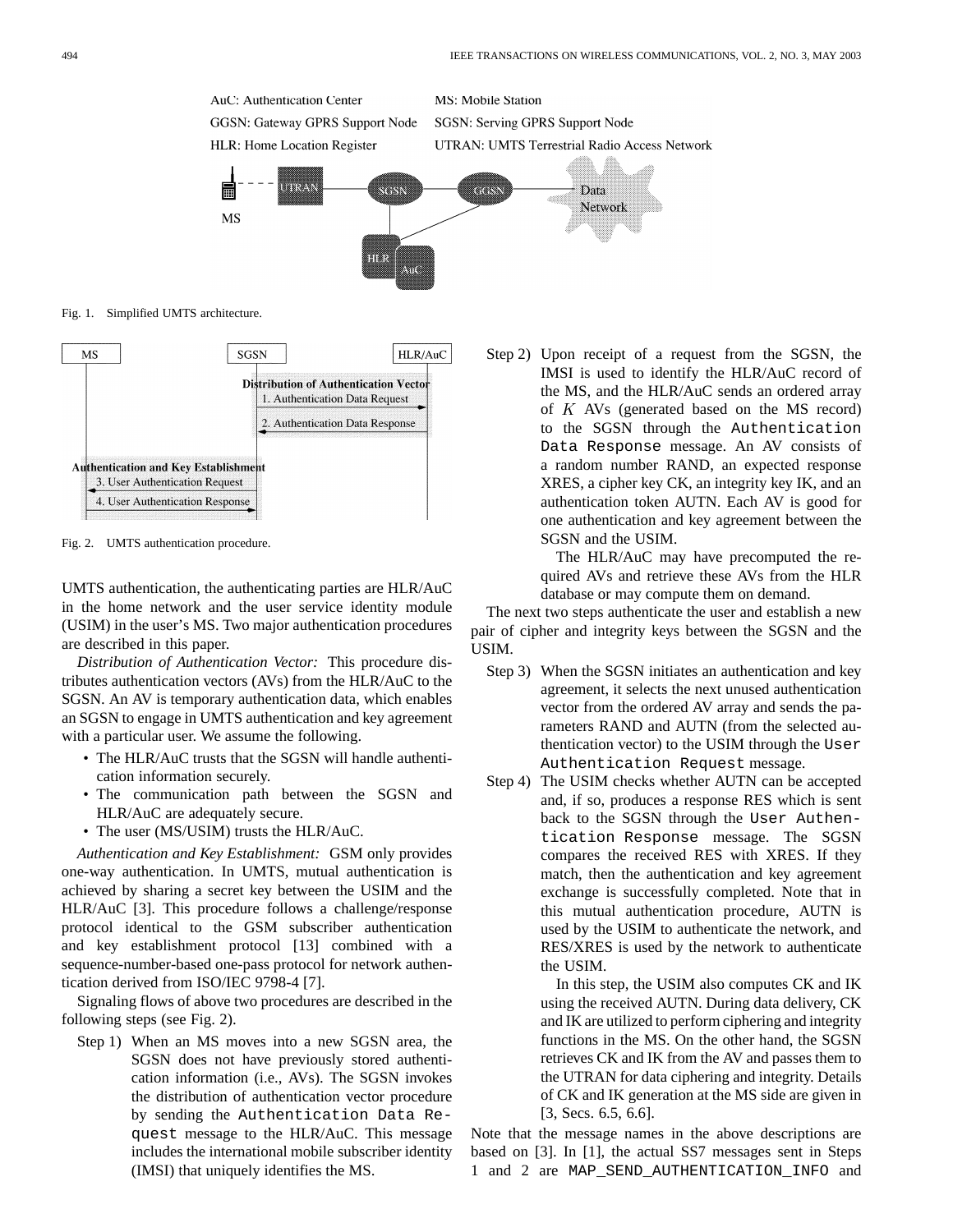AuC: Authentication Center

MS: Mobile Station

GGSN: Gateway GPRS Support Node

SGSN: Serving GPRS Support Node

HLR: Home Location Register

UTRAN: UMTS Terrestrial Radio Access Network

MS

UTRAN

SGSN

GGSN

Data Network

HLR

AuC

Fig. 1. Simplified UMTS architecture.

MS

SGSN

HLR/AuC

Distribution of Authentication Vector

1. Authentication Data Request

2. Authentication Data Response

Authentication and Key Establishment

3. User Authentication Request

4. User Authentication Response

Fig. 2. UMTS authentication procedure.

UMTS authentication, the authenticating parties are HLR/AuC in the home network and the user service identity module (USIM) in the user's MS. Two major authentication procedures are described in this paper.

*Distribution of Authentication Vector:* This procedure distributes authentication vectors (AVs) from the HLR/AuC to the SGSN. An AV is temporary authentication data, which enables an SGSN to engage in UMTS authentication and key agreement with a particular user. We assume the following.

- The HLR/AuC trusts that the SGSN will handle authentication information securely.
- The communication path between the SGSN and HLR/AuC are adequately secure.
- The user (MS/USIM) trusts the HLR/AuC.

*Authentication and Key Establishment:* GSM only provides one-way authentication. In UMTS, mutual authentication is achieved by sharing a secret key between the USIM and the HLR/AuC [3]. This procedure follows a challenge/response protocol identical to the GSM subscriber authentication and key establishment protocol [13] combined with a sequence-number-based one-pass protocol for network authentication derived from ISO/IEC 9798-4 [7].

Signaling flows of above two procedures are described in the following steps (see Fig. 2).

Step 1) When an MS moves into a new SGSN area, the SGSN does not have previously stored authentication information (i.e., AVs). The SGSN invokes the distribution of authentication vector procedure by sending the `Authentication Data Request` message to the HLR/AuC. This message includes the international mobile subscriber identity (IMSI) that uniquely identifies the MS.

Step 2) Upon receipt of a request from the SGSN, the IMSI is used to identify the HLR/AuC record of the MS, and the HLR/AuC sends an ordered array of $K$ AVs (generated based on the MS record) to the SGSN through the `Authentication Data Response` message. An AV consists of a random number RAND, an expected response XRES, a cipher key CK, an integrity key IK, and an authentication token AUTN. Each AV is good for one authentication and key agreement between the SGSN and the USIM.

The HLR/AuC may have precomputed the required AVs and retrieve these AVs from the HLR database or may compute them on demand.

The next two steps authenticate the user and establish a new pair of cipher and integrity keys between the SGSN and the USIM.

Step 3) When the SGSN initiates an authentication and key agreement, it selects the next unused authentication vector from the ordered AV array and sends the parameters RAND and AUTN (from the selected authentication vector) to the USIM through the `User Authentication Request` message.

Step 4) The USIM checks whether AUTN can be accepted and, if so, produces a response RES which is sent back to the SGSN through the `User Authentication Response` message. The SGSN compares the received RES with XRES. If they match, then the authentication and key agreement exchange is successfully completed. Note that in this mutual authentication procedure, AUTN is used by the USIM to authenticate the network, and RES/XRES is used by the network to authenticate the USIM.

In this step, the USIM also computes CK and IK using the received AUTN. During data delivery, CK and IK are utilized to perform ciphering and integrity functions in the MS. On the other hand, the SGSN retrieves CK and IK from the AV and passes them to the UTRAN for data ciphering and integrity. Details of CK and IK generation at the MS side are given in [3, Secs. 6.5, 6.6].

Note that the message names in the above descriptions are based on [3]. In [1], the actual SS7 messages sent in Steps 1 and 2 are `MAP_SEND_AUTHENTICATION_INFO` and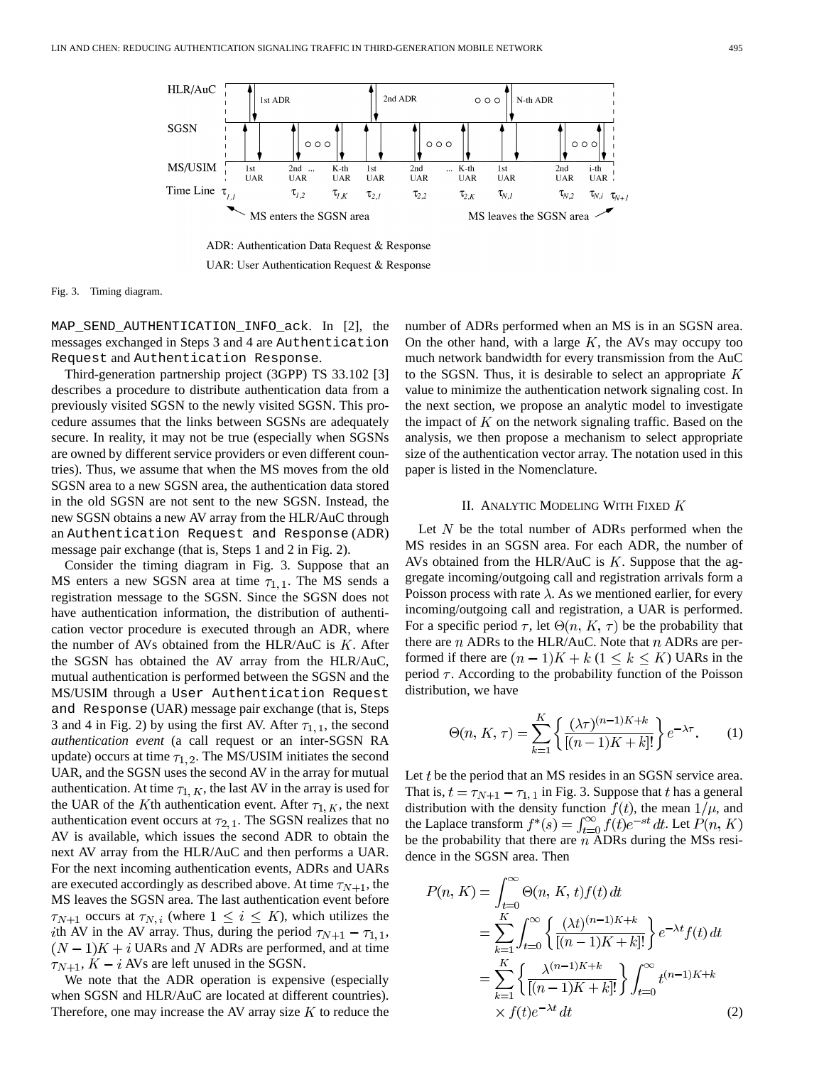HLR/AuC

1st ADR

2nd ADR

N-th ADR

SGSN

MS/USIM

1st UAR

2nd UAR

K-th UAR

1st UAR

2nd UAR

K-th UAR

1st UAR

2nd UAR

i-th UAR

Time Line $\tau_{1,1}$ $\tau_{1,2}$ $\tau_{1,K}$ $\tau_{2,1}$ $\tau_{2,2}$ $\tau_{2,K}$ $\tau_{N,1}$ $\tau_{N,2}$ $\tau_{N,i}$ $\tau_{N+1}$

MS enters the SGSN area

MS leaves the SGSN area

ADR: Authentication Data Request & Response

UAR: User Authentication Request & Response

Fig. 3. Timing diagram.

MAP_SEND_AUTHENTICATION_INFO_ack. In [2], the messages exchanged in Steps 3 and 4 are Authentication Request and Authentication Response.

Third-generation partnership project (3GPP) TS 33.102 [3] describes a procedure to distribute authentication data from a previously visited SGSN to the newly visited SGSN. This procedure assumes that the links between SGSNs are adequately secure. In reality, it may not be true (especially when SGSNs are owned by different service providers or even different countries). Thus, we assume that when the MS moves from the old SGSN area to a new SGSN area, the authentication data stored in the old SGSN are not sent to the new SGSN. Instead, the new SGSN obtains a new AV array from the HLR/AuC through an Authentication Request and Response (ADR) message pair exchange (that is, Steps 1 and 2 in Fig. 2).

Consider the timing diagram in Fig. 3. Suppose that an MS enters a new SGSN area at time $\tau_{1,1}$. The MS sends a registration message to the SGSN. Since the SGSN does not have authentication information, the distribution of authentication vector procedure is executed through an ADR, where the number of AVs obtained from the HLR/AuC is $K$. After the SGSN has obtained the AV array from the HLR/AuC, mutual authentication is performed between the SGSN and the MS/USIM through a User Authentication Request and Response (UAR) message pair exchange (that is, Steps 3 and 4 in Fig. 2) by using the first AV. After $\tau_{1,1}$, the second *authentication event* (a call request or an inter-SGSN RA update) occurs at time $\tau_{1,2}$. The MS/USIM initiates the second UAR, and the SGSN uses the second AV in the array for mutual authentication. At time $\tau_{1,K}$, the last AV in the array is used for the UAR of the $K$th authentication event. After $\tau_{1,K}$, the next authentication event occurs at $\tau_{2,1}$. The SGSN realizes that no AV is available, which issues the second ADR to obtain the next AV array from the HLR/AuC and then performs a UAR. For the next incoming authentication events, ADRs and UARs are executed accordingly as described above. At time $\tau_{N+1}$, the MS leaves the SGSN area. The last authentication event before $\tau_{N+1}$ occurs at $\tau_{N,i}$ (where $1 \leq i \leq K$), which utilizes the $i$th AV in the AV array. Thus, during the period $\tau_{N+1} - \tau_{1,1}$, $(N-1)K + i$ UARs and $N$ ADRs are performed, and at time $\tau_{N+1}$, $K - i$ AVs are left unused in the SGSN.

We note that the ADR operation is expensive (especially when SGSN and HLR/AuC are located at different countries). Therefore, one may increase the AV array size $K$ to reduce the number of ADRs performed when an MS is in an SGSN area. On the other hand, with a large $K$, the AVs may occupy too much network bandwidth for every transmission from the AuC to the SGSN. Thus, it is desirable to select an appropriate $K$ value to minimize the authentication network signaling cost. In the next section, we propose an analytic model to investigate the impact of $K$ on the network signaling traffic. Based on the analysis, we then propose a mechanism to select appropriate size of the authentication vector array. The notation used in this paper is listed in the Nomenclature.

## II. Analytic Modeling With Fixed $K$

Let $N$ be the total number of ADRs performed when the MS resides in an SGSN area. For each ADR, the number of AVs obtained from the HLR/AuC is $K$. Suppose that the aggregate incoming/outgoing call and registration arrivals form a Poisson process with rate $\lambda$. As we mentioned earlier, for every incoming/outgoing call and registration, a UAR is performed. For a specific period $\tau$, let $\Theta(n, K, \tau)$ be the probability that there are $n$ ADRs to the HLR/AuC. Note that $n$ ADRs are performed if there are $(n-1)K + k$ $(1 \leq k \leq K)$ UARs in the period $\tau$. According to the probability function of the Poisson distribution, we have

$$\Theta(n, K, \tau) = \sum_{k=1}^{K} \left\{ \frac{(\lambda\tau)^{(n-1)K+k}}{[(n-1)K+k]!} \right\} e^{-\lambda\tau}. \tag{1}$$

Let $t$ be the period that an MS resides in an SGSN service area. That is, $t = \tau_{N+1} - \tau_{1,1}$ in Fig. 3. Suppose that $t$ has a general distribution with the density function $f(t)$, the mean $1/\mu$, and the Laplace transform $f^*(s) = \int_{t=0}^{\infty} f(t)e^{-st}\,dt$. Let $P(n, K)$ be the probability that there are $n$ ADRs during the MSs residence in the SGSN area. Then

$$\begin{aligned} P(n, K) &= \int_{t=0}^{\infty} \Theta(n, K, t) f(t)\,dt \\ &= \sum_{k=1}^{K} \int_{t=0}^{\infty} \left\{ \frac{(\lambda t)^{(n-1)K+k}}{[(n-1)K+k]!} \right\} e^{-\lambda t} f(t)\,dt \\ &= \sum_{k=1}^{K} \left\{ \frac{\lambda^{(n-1)K+k}}{[(n-1)K+k]!} \right\} \int_{t=0}^{\infty} t^{(n-1)K+k} \\ &\quad \times f(t) e^{-\lambda t}\,dt \end{aligned} \tag{2}$$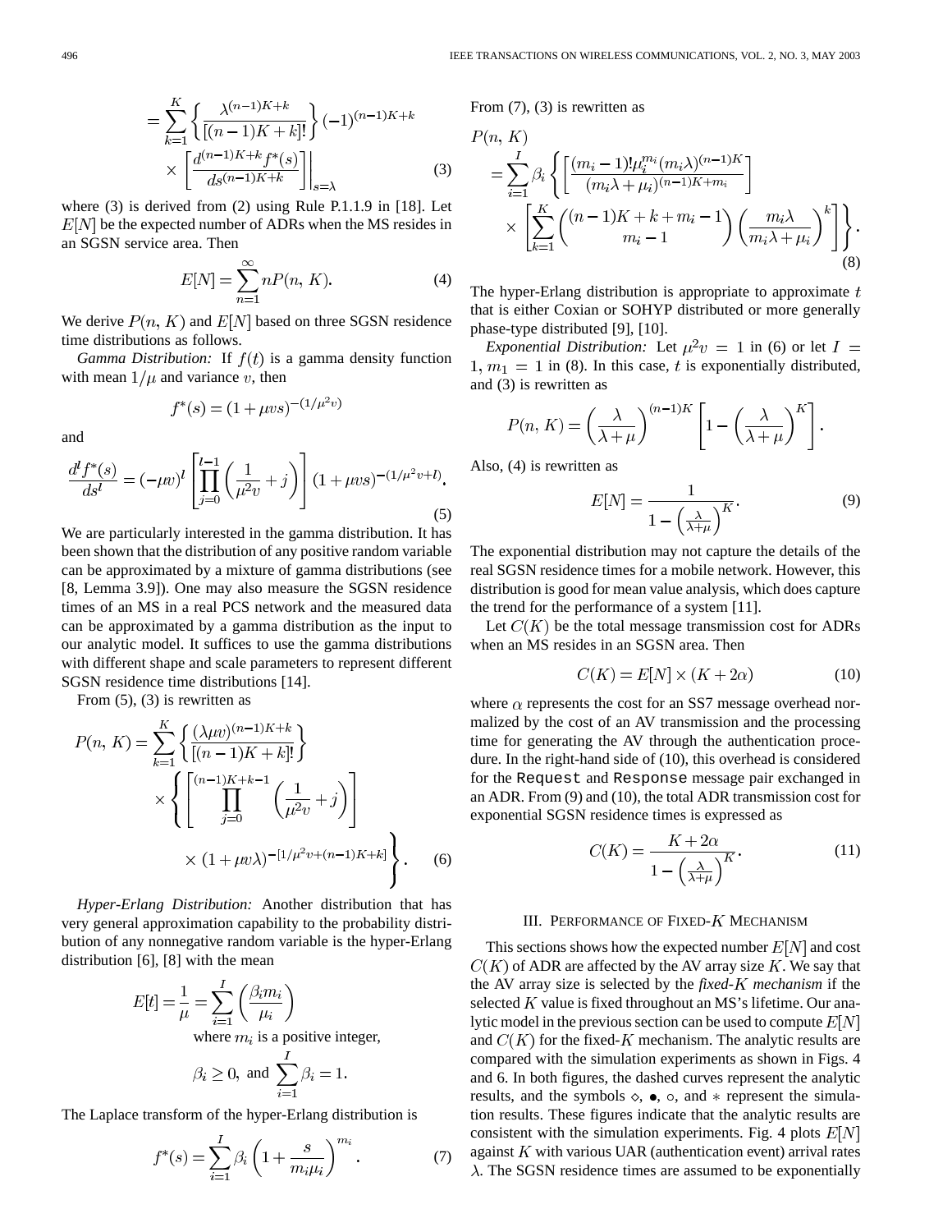$$= \sum_{k=1}^{K} \left\{ \frac{\lambda^{(n-1)K+k}}{[(n-1)K+k]!} \right\} (-1)^{(n-1)K+k} \times \left[ \frac{d^{(n-1)K+k} f^*(s)}{ds^{(n-1)K+k}} \right] \Bigg|_{s=\lambda} \quad (3)$$

where (3) is derived from (2) using Rule P.1.1.9 in [18]. Let $E[N]$ be the expected number of ADRs when the MS resides in an SGSN service area. Then

$$E[N] = \sum_{n=1}^{\infty} n P(n, K). \quad (4)$$

We derive $P(n, K)$ and $E[N]$ based on three SGSN residence time distributions as follows.

*Gamma Distribution:* If $f(t)$ is a gamma density function with mean $1/\mu$ and variance $v$, then

$$f^*(s) = (1 + \mu v s)^{-(1/\mu^2 v)}$$

and

$$\frac{d^l f^*(s)}{ds^l} = (-\mu v)^l \left[ \prod_{j=0}^{l-1} \left( \frac{1}{\mu^2 v} + j \right) \right] (1 + \mu v s)^{-(1/\mu^2 v + l)}. \quad (5)$$

We are particularly interested in the gamma distribution. It has been shown that the distribution of any positive random variable can be approximated by a mixture of gamma distributions (see [8, Lemma 3.9]). One may also measure the SGSN residence times of an MS in a real PCS network and the measured data can be approximated by a gamma distribution as the input to our analytic model. It suffices to use the gamma distributions with different shape and scale parameters to represent different SGSN residence time distributions [14].

From (5), (3) is rewritten as

$$P(n, K) = \sum_{k=1}^{K} \left\{ \frac{(\lambda \mu v)^{(n-1)K+k}}{[(n-1)K+k]!} \right\} \times \left\{ \left[ \prod_{j=0}^{(n-1)K+k-1} \left( \frac{1}{\mu^2 v} + j \right) \right] \times (1 + \mu v \lambda)^{-[1/\mu^2 v + (n-1)K + k]} \right\}. \quad (6)$$

*Hyper-Erlang Distribution:* Another distribution that has very general approximation capability to the probability distribution of any nonnegative random variable is the hyper-Erlang distribution [6], [8] with the mean

$$E[t] = \frac{1}{\mu} = \sum_{i=1}^{I} \left( \frac{\beta_i m_i}{\mu_i} \right)$$

where $m_i$ is a positive integer,

$$\beta_i \geq 0, \text{ and } \sum_{i=1}^{I} \beta_i = 1.$$

The Laplace transform of the hyper-Erlang distribution is

$$f^*(s) = \sum_{i=1}^{I} \beta_i \left( 1 + \frac{s}{m_i \mu_i} \right)^{m_i}. \quad (7)$$

From (7), (3) is rewritten as

$$P(n, K) = \sum_{i=1}^{I} \beta_i \left\{ \left[ \frac{(m_i - 1)! \mu_i^{m_i} (m_i \lambda)^{(n-1)K}}{(m_i \lambda + \mu_i)^{(n-1)K + m_i}} \right] \times \left[ \sum_{k=1}^{K} \binom{(n-1)K + k + m_i - 1}{m_i - 1} \left( \frac{m_i \lambda}{m_i \lambda + \mu_i} \right)^k \right] \right\}. \quad (8)$$

The hyper-Erlang distribution is appropriate to approximate $t$ that is either Coxian or SOHYP distributed or more generally phase-type distributed [9], [10].

*Exponential Distribution:* Let $\mu^2 v = 1$ in (6) or let $I = 1, m_1 = 1$ in (8). In this case, $t$ is exponentially distributed, and (3) is rewritten as

$$P(n, K) = \left( \frac{\lambda}{\lambda + \mu} \right)^{(n-1)K} \left[ 1 - \left( \frac{\lambda}{\lambda + \mu} \right)^K \right].$$

Also, (4) is rewritten as

$$E[N] = \frac{1}{1 - \left( \frac{\lambda}{\lambda + \mu} \right)^K}. \quad (9)$$

The exponential distribution may not capture the details of the real SGSN residence times for a mobile network. However, this distribution is good for mean value analysis, which does capture the trend for the performance of a system [11].

Let $C(K)$ be the total message transmission cost for ADRs when an MS resides in an SGSN area. Then

$$C(K) = E[N] \times (K + 2\alpha) \quad (10)$$

where $\alpha$ represents the cost for an SS7 message overhead normalized by the cost of an AV transmission and the processing time for generating the AV through the authentication procedure. In the right-hand side of (10), this overhead is considered for the `Request` and `Response` message pair exchanged in an ADR. From (9) and (10), the total ADR transmission cost for exponential SGSN residence times is expressed as

$$C(K) = \frac{K + 2\alpha}{1 - \left( \frac{\lambda}{\lambda + \mu} \right)^K}. \quad (11)$$

## III. Performance of Fixed-$K$ Mechanism

This sections shows how the expected number $E[N]$ and cost $C(K)$ of ADR are affected by the AV array size $K$. We say that the AV array size is selected by the *fixed-$K$ mechanism* if the selected $K$ value is fixed throughout an MS's lifetime. Our analytic model in the previous section can be used to compute $E[N]$ and $C(K)$ for the fixed-$K$ mechanism. The analytic results are compared with the simulation experiments as shown in Figs. 4 and 6. In both figures, the dashed curves represent the analytic results, and the symbols $\diamond$, $\bullet$, $\circ$, and $*$ represent the simulation results. These figures indicate that the analytic results are consistent with the simulation experiments. Fig. 4 plots $E[N]$ against $K$ with various UAR (authentication event) arrival rates $\lambda$. The SGSN residence times are assumed to be exponentially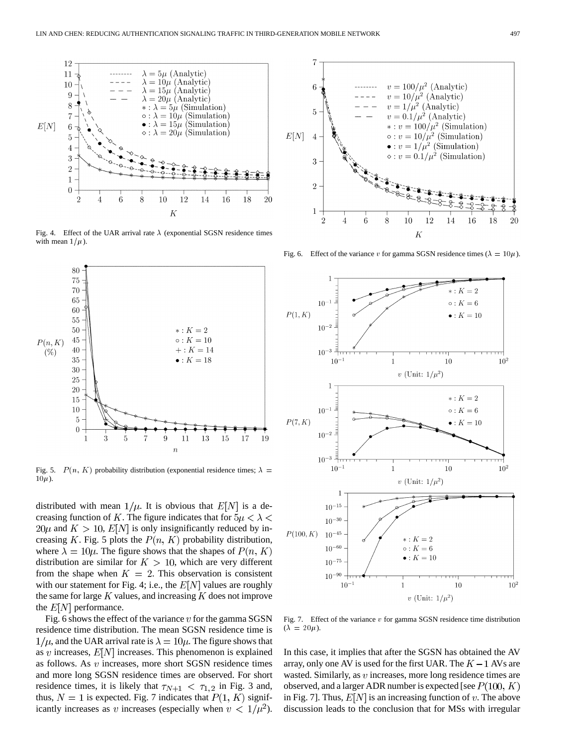12
11
10
9
8
7
6
5
4
3
2
1
0

$E[N]$

2 4 6 8 10 12 14 16 18 20

$K$

$\lambda = 5\mu$ (Analytic)
$\lambda = 10\mu$ (Analytic)
$\lambda = 15\mu$ (Analytic)
$\lambda = 20\mu$ (Analytic)
$*: \lambda = 5\mu$ (Simulation)
$\circ: \lambda = 10\mu$ (Simulation)
$\bullet: \lambda = 15\mu$ (Simulation)
$\diamond: \lambda = 20\mu$ (Simulation)

Fig. 4. Effect of the UAR arrival rate $\lambda$ (exponential SGSN residence times with mean $1/\mu$).

80
75
70
65
60
55
50
45
40
35
30
25
20
15
10
5
0

$P(n, K)$ (%)

1 3 5 7 9 11 13 15 17 19

$n$

$*: K = 2$
$\circ: K = 10$
$+: K = 14$
$\bullet: K = 18$

Fig. 5. $P(n, K)$ probability distribution (exponential residence times; $\lambda = 10\mu$).

distributed with mean $1/\mu$. It is obvious that $E[N]$ is a decreasing function of $K$. The figure indicates that for $5\mu < \lambda < 20\mu$ and $K > 10$, $E[N]$ is only insignificantly reduced by increasing $K$. Fig. 5 plots the $P(n, K)$ probability distribution, where $\lambda = 10\mu$. The figure shows that the shapes of $P(n, K)$ distribution are similar for $K > 10$, which are very different from the shape when $K = 2$. This observation is consistent with our statement for Fig. 4; i.e., the $E[N]$ values are roughly the same for large $K$ values, and increasing $K$ does not improve the $E[N]$ performance.

Fig. 6 shows the effect of the variance $v$ for the gamma SGSN residence time distribution. The mean SGSN residence time is $1/\mu$, and the UAR arrival rate is $\lambda = 10\mu$. The figure shows that as $v$ increases, $E[N]$ increases. This phenomenon is explained as follows. As $v$ increases, more short SGSN residence times and more long SGSN residence times are observed. For short residence times, it is likely that $\tau_{N+1} < \tau_{1,2}$ in Fig. 3 and, thus, $N = 1$ is expected. Fig. 7 indicates that $P(1, K)$ significantly increases as $v$ increases (especially when $v < 1/\mu^2$).

7
6
5
4
3
2
1

$E[N]$

2 4 6 8 10 12 14 16 18 20

$K$

$v = 100/\mu^2$ (Analytic)
$v = 10/\mu^2$ (Analytic)
$v = 1/\mu^2$ (Analytic)
$v = 0.1/\mu^2$ (Analytic)
$*: v = 100/\mu^2$ (Simulation)
$\circ: v = 10/\mu^2$ (Simulation)
$\bullet: v = 1/\mu^2$ (Simulation)
$\diamond: v = 0.1/\mu^2$ (Simulation)

Fig. 6. Effect of the variance $v$ for gamma SGSN residence times ($\lambda = 10\mu$).

$P(1, K)$

1
$10^{-1}$
$10^{-2}$
$10^{-3}$

$10^{-1}$ 1 10 $10^2$

$v$ (Unit: $1/\mu^2$)

$*: K = 2$
$\circ: K = 6$
$\bullet: K = 10$

$P(7, K)$

1
$10^{-1}$
$10^{-2}$
$10^{-3}$

$10^{-1}$ 1 10 $10^2$

$v$ (Unit: $1/\mu^2$)

$*: K = 2$
$\circ: K = 6$
$\bullet: K = 10$

$P(100, K)$

1
$10^{-15}$
$10^{-30}$
$10^{-45}$
$10^{-60}$
$10^{-75}$
$10^{-90}$

$10^{-1}$ 1 10 $10^2$

$v$ (Unit: $1/\mu^2$)

$*: K = 2$
$\circ: K = 6$
$\bullet: K = 10$

Fig. 7. Effect of the variance $v$ for gamma SGSN residence time distribution ($\lambda = 20\mu$).

In this case, it implies that after the SGSN has obtained the AV array, only one AV is used for the first UAR. The $K - 1$ AVs are wasted. Similarly, as $v$ increases, more long residence times are observed, and a larger ADR number is expected [see $P(100, K)$ in Fig. 7]. Thus, $E[N]$ is an increasing function of $v$. The above discussion leads to the conclusion that for MSs with irregular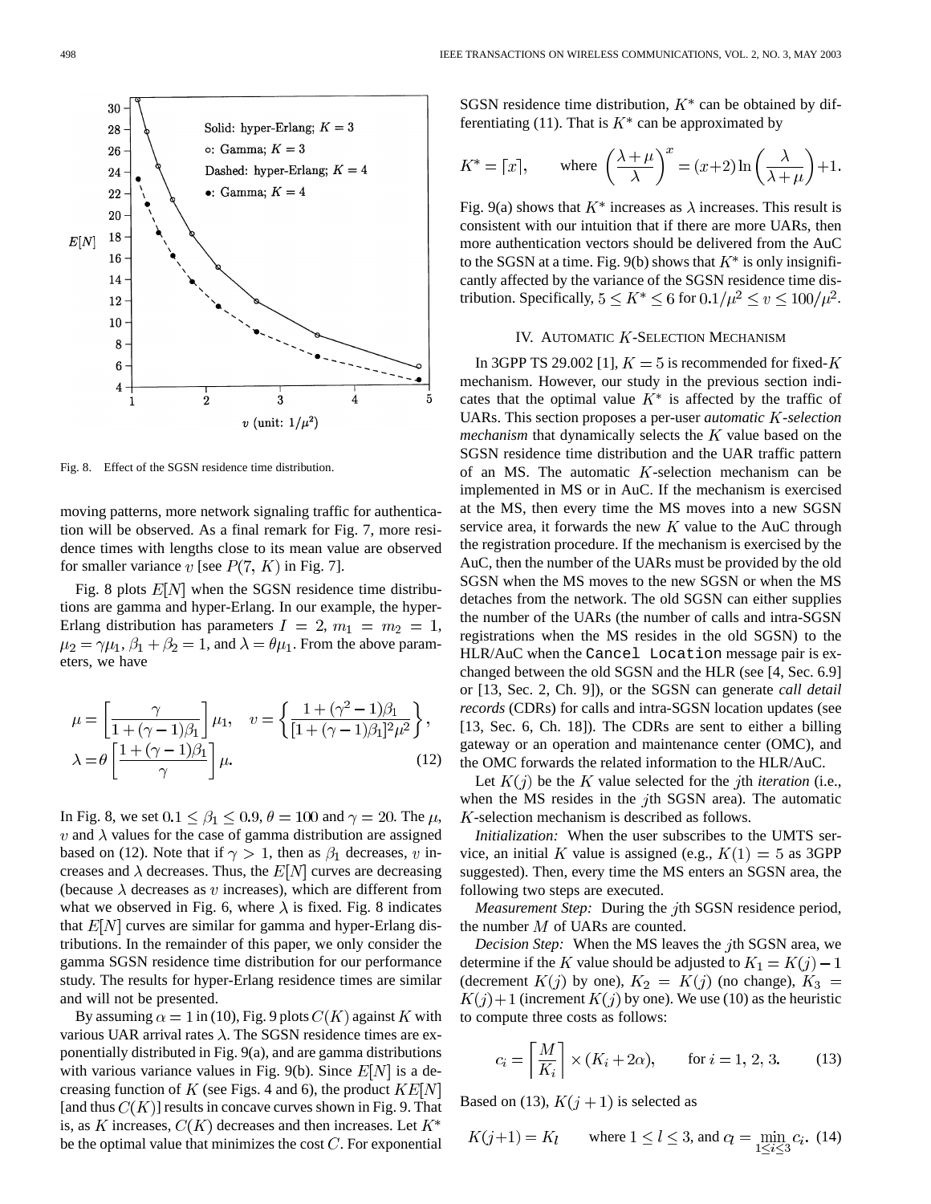30
28
26
24
22
20
18
16
14
12
10
8
6
4

$E[N]$

1 2 3 4 5

$v$ (unit: $1/\mu^2$)

Solid: hyper-Erlang; $K = 3$
o: Gamma; $K = 3$
Dashed: hyper-Erlang; $K = 4$
•: Gamma; $K = 4$

Fig. 8. Effect of the SGSN residence time distribution.

moving patterns, more network signaling traffic for authentication will be observed. As a final remark for Fig. 7, more residence times with lengths close to its mean value are observed for smaller variance $v$ [see $P(7, K)$ in Fig. 7].

Fig. 8 plots $E[N]$ when the SGSN residence time distributions are gamma and hyper-Erlang. In our example, the hyper-Erlang distribution has parameters $I = 2$, $m_1 = m_2 = 1$, $\mu_2 = \gamma\mu_1$, $\beta_1 + \beta_2 = 1$, and $\lambda = \theta\mu_1$. From the above parameters, we have

$$\mu = \left[\frac{\gamma}{1+(\gamma-1)\beta_1}\right]\mu_1, \quad v = \left\{\frac{1+(\gamma^2-1)\beta_1}{[1+(\gamma-1)\beta_1]^2\mu^2}\right\},$$
$$\lambda = \theta\left[\frac{1+(\gamma-1)\beta_1}{\gamma}\right]\mu. \tag{12}$$

In Fig. 8, we set $0.1 \le \beta_1 \le 0.9$, $\theta = 100$ and $\gamma = 20$. The $\mu$, $v$ and $\lambda$ values for the case of gamma distribution are assigned based on (12). Note that if $\gamma > 1$, then as $\beta_1$ decreases, $v$ increases and $\lambda$ decreases. Thus, the $E[N]$ curves are decreasing (because $\lambda$ decreases as $v$ increases), which are different from what we observed in Fig. 6, where $\lambda$ is fixed. Fig. 8 indicates that $E[N]$ curves are similar for gamma and hyper-Erlang distributions. In the remainder of this paper, we only consider the gamma SGSN residence time distribution for our performance study. The results for hyper-Erlang residence times are similar and will not be presented.

By assuming $\alpha = 1$ in (10), Fig. 9 plots $C(K)$ against $K$ with various UAR arrival rates $\lambda$. The SGSN residence times are exponentially distributed in Fig. 9(a), and are gamma distributions with various variance values in Fig. 9(b). Since $E[N]$ is a decreasing function of $K$ (see Figs. 4 and 6), the product $KE[N]$ [and thus $C(K)$] results in concave curves shown in Fig. 9. That is, as $K$ increases, $C(K)$ decreases and then increases. Let $K^*$ be the optimal value that minimizes the cost $C$. For exponential SGSN residence time distribution, $K^*$ can be obtained by differentiating (11). That is $K^*$ can be approximated by

$$K^* = \lceil x \rceil, \qquad \text{where } \left(\frac{\lambda+\mu}{\lambda}\right)^x = (x+2)\ln\left(\frac{\lambda}{\lambda+\mu}\right)+1.$$

Fig. 9(a) shows that $K^*$ increases as $\lambda$ increases. This result is consistent with our intuition that if there are more UARs, then more authentication vectors should be delivered from the AuC to the SGSN at a time. Fig. 9(b) shows that $K^*$ is only insignificantly affected by the variance of the SGSN residence time distribution. Specifically, $5 \le K^* \le 6$ for $0.1/\mu^2 \le v \le 100/\mu^2$.

## IV. Automatic $K$-Selection Mechanism

In 3GPP TS 29.002 [1], $K = 5$ is recommended for fixed-$K$ mechanism. However, our study in the previous section indicates that the optimal value $K^*$ is affected by the traffic of UARs. This section proposes a per-user *automatic $K$-selection mechanism* that dynamically selects the $K$ value based on the SGSN residence time distribution and the UAR traffic pattern of an MS. The automatic $K$-selection mechanism can be implemented in MS or in AuC. If the mechanism is exercised at the MS, then every time the MS moves into a new SGSN service area, it forwards the new $K$ value to the AuC through the registration procedure. If the mechanism is exercised by the AuC, then the number of the UARs must be provided by the old SGSN when the MS moves to the new SGSN or when the MS detaches from the network. The old SGSN can either supplies the number of the UARs (the number of calls and intra-SGSN registrations when the MS resides in the old SGSN) to the HLR/AuC when the `Cancel Location` message pair is exchanged between the old SGSN and the HLR (see [4, Sec. 6.9] or [13, Sec. 2, Ch. 9]), or the SGSN can generate *call detail records* (CDRs) for calls and intra-SGSN location updates (see [13, Sec. 6, Ch. 18]). The CDRs are sent to either a billing gateway or an operation and maintenance center (OMC), and the OMC forwards the related information to the HLR/AuC.

Let $K(j)$ be the $K$ value selected for the $j$th *iteration* (i.e., when the MS resides in the $j$th SGSN area). The automatic $K$-selection mechanism is described as follows.

*Initialization:* When the user subscribes to the UMTS service, an initial $K$ value is assigned (e.g., $K(1) = 5$ as 3GPP suggested). Then, every time the MS enters an SGSN area, the following two steps are executed.

*Measurement Step:* During the $j$th SGSN residence period, the number $M$ of UARs are counted.

*Decision Step:* When the MS leaves the $j$th SGSN area, we determine if the $K$ value should be adjusted to $K_1 = K(j) - 1$ (decrement $K(j)$ by one), $K_2 = K(j)$ (no change), $K_3 = K(j)+1$ (increment $K(j)$ by one). We use (10) as the heuristic to compute three costs as follows:

$$c_i = \left\lceil \frac{M}{K_i} \right\rceil \times (K_i + 2\alpha), \qquad \text{for } i = 1, 2, 3. \tag{13}$$

Based on (13), $K(j+1)$ is selected as

$$K(j+1) = K_l \qquad \text{where } 1 \le l \le 3, \text{ and } c_l = \min_{1\le i\le 3} c_i. \tag{14}$$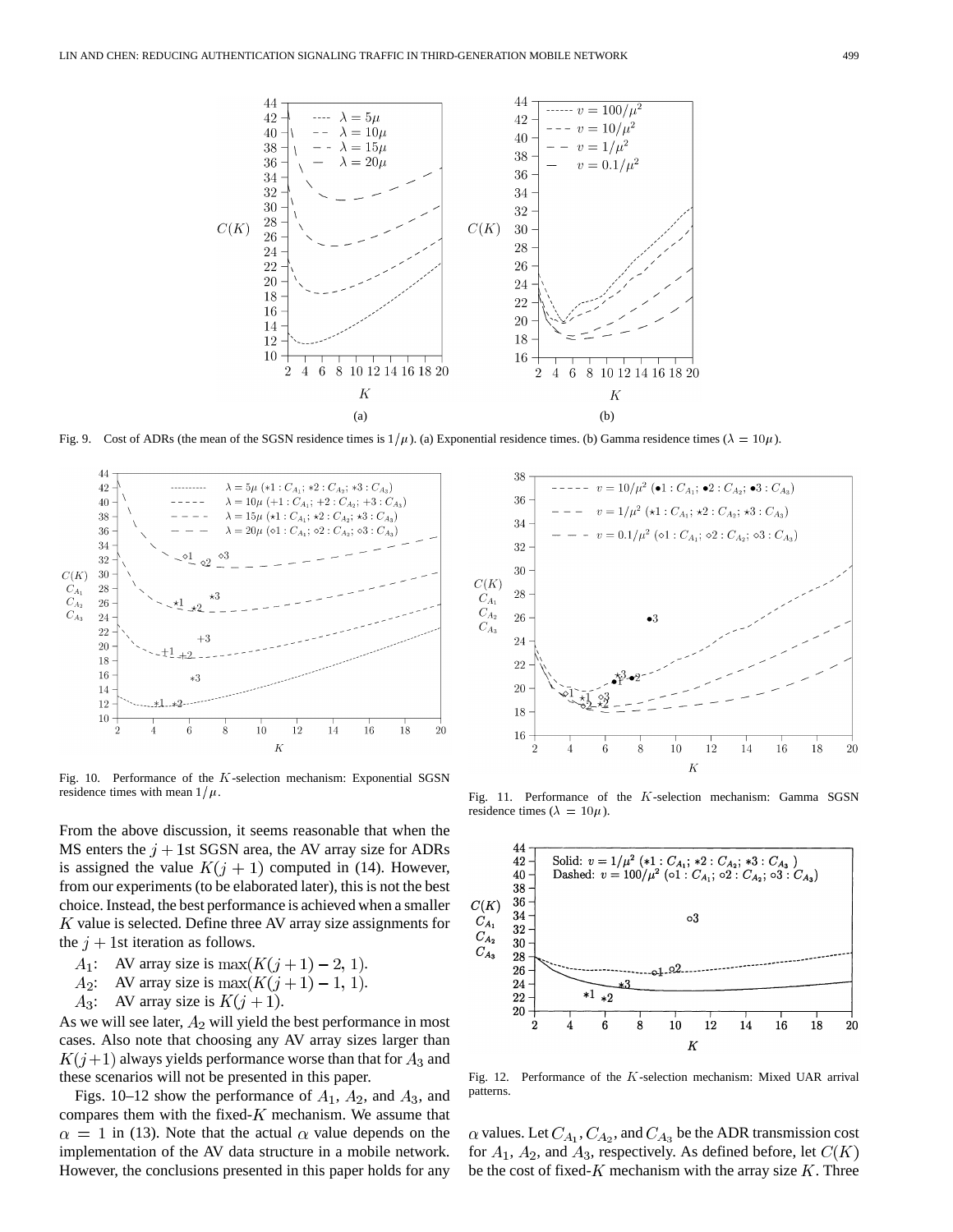44
42
40
38
36
34
32
30
28
26
24
22
20
18
16
14
12
10

$C(K)$

---- $\lambda = 5\mu$
-- $\lambda = 10\mu$
- - $\lambda = 15\mu$
— $\lambda = 20\mu$

2 4 6 8 10 12 14 16 18 20

$K$

(a)

44
42
40
38
36
34
32
30
28
26
24
22
20
18
16

$C(K)$

------ $v = 100/\mu^2$
- - - $v = 10/\mu^2$
— — $v = 1/\mu^2$
— $v = 0.1/\mu^2$

2 4 6 8 10 12 14 16 18 20

$K$

(b)

Fig. 9. Cost of ADRs (the mean of the SGSN residence times is $1/\mu$). (a) Exponential residence times. (b) Gamma residence times ($\lambda = 10\mu$).

44
42
40
38
36
34
32
30
28
26
24
22
20
18
16
14
12
10

$C(K)$
$C_{A_1}$
$C_{A_2}$
$C_{A_3}$

$\lambda = 5\mu$ ($*1 : C_{A_1}$; $*2 : C_{A_2}$; $*3 : C_{A_3}$)
$\lambda = 10\mu$ ($+1 : C_{A_1}$; $+2 : C_{A_2}$; $+3 : C_{A_3}$)
$\lambda = 15\mu$ ($\star 1 : C_{A_1}$; $\star 2 : C_{A_2}$; $\star 3 : C_{A_3}$)
$\lambda = 20\mu$ ($\diamond 1 : C_{A_1}$; $\diamond 2 : C_{A_2}$; $\diamond 3 : C_{A_3}$)

2 4 6 8 10 12 14 16 18 20

$K$

Fig. 10. Performance of the $K$-selection mechanism: Exponential SGSN residence times with mean $1/\mu$.

38
36
34
32
30
28
26
24
22
20
18
16

$C(K)$
$C_{A_1}$
$C_{A_2}$
$C_{A_3}$

$v = 10/\mu^2$ ($\bullet 1 : C_{A_1}$; $\bullet 2 : C_{A_2}$; $\bullet 3 : C_{A_3}$)
$v = 1/\mu^2$ ($\star 1 : C_{A_1}$; $\star 2 : C_{A_2}$; $\star 3 : C_{A_3}$)
$v = 0.1/\mu^2$ ($\diamond 1 : C_{A_1}$; $\diamond 2 : C_{A_2}$; $\diamond 3 : C_{A_3}$)

2 4 6 8 10 12 14 16 18 20

$K$

Fig. 11. Performance of the $K$-selection mechanism: Gamma SGSN residence times ($\lambda = 10\mu$).

From the above discussion, it seems reasonable that when the MS enters the $j+1$st SGSN area, the AV array size for ADRs is assigned the value $K(j+1)$ computed in (14). However, from our experiments (to be elaborated later), this is not the best choice. Instead, the best performance is achieved when a smaller $K$ value is selected. Define three AV array size assignments for the $j+1$st iteration as follows.

- $A_1$: AV array size is $\max(K(j+1) - 2, 1)$.
- $A_2$: AV array size is $\max(K(j+1) - 1, 1)$.
- $A_3$: AV array size is $K(j+1)$.

As we will see later, $A_2$ will yield the best performance in most cases. Also note that choosing any AV array sizes larger than $K(j+1)$ always yields performance worse than that for $A_3$ and these scenarios will not be presented in this paper.

Figs. 10–12 show the performance of $A_1$, $A_2$, and $A_3$, and compares them with the fixed-$K$ mechanism. We assume that $\alpha = 1$ in (13). Note that the actual $\alpha$ value depends on the implementation of the AV data structure in a mobile network. However, the conclusions presented in this paper holds for any $\alpha$ values. Let $C_{A_1}$, $C_{A_2}$, and $C_{A_3}$ be the ADR transmission cost for $A_1$, $A_2$, and $A_3$, respectively. As defined before, let $C(K)$ be the cost of fixed-$K$ mechanism with the array size $K$. Three

44
42
40
38
36
34
32
30
28
26
24
22
20

$C(K)$
$C_{A_1}$
$C_{A_2}$
$C_{A_3}$

Solid: $v = 1/\mu^2$ ($*1 : C_{A_1}$; $*2 : C_{A_2}$; $*3 : C_{A_3}$ )
Dashed: $v = 100/\mu^2$ ($\circ 1 : C_{A_1}$; $\circ 2 : C_{A_2}$; $\circ 3 : C_{A_3}$)

2 4 6 8 10 12 14 16 18 20

$K$

Fig. 12. Performance of the $K$-selection mechanism: Mixed UAR arrival patterns.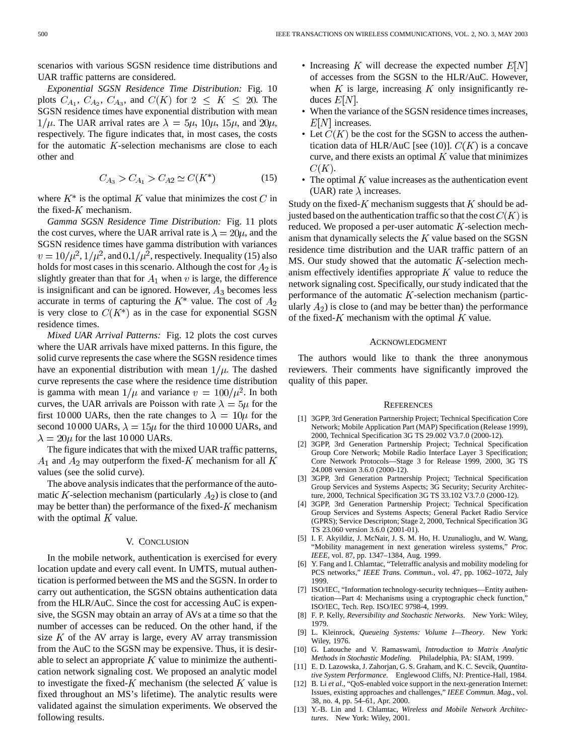scenarios with various SGSN residence time distributions and UAR traffic patterns are considered.

*Exponential SGSN Residence Time Distribution:* Fig. 10 plots $C_{A_1}$, $C_{A_2}$, $C_{A_3}$, and $C(K)$ for $2 \leq K \leq 20$. The SGSN residence times have exponential distribution with mean $1/\mu$. The UAR arrival rates are $\lambda = 5\mu$, $10\mu$, $15\mu$, and $20\mu$, respectively. The figure indicates that, in most cases, the costs for the automatic $K$-selection mechanisms are close to each other and

$$C_{A_3} > C_{A_1} > C_{A2} \simeq C(K^*) \tag{15}$$

where $K^*$ is the optimal $K$ value that minimizes the cost $C$ in the fixed-$K$ mechanism.

*Gamma SGSN Residence Time Distribution:* Fig. 11 plots the cost curves, where the UAR arrival rate is $\lambda = 20\mu$, and the SGSN residence times have gamma distribution with variances $v = 10/\mu^2, 1/\mu^2$, and $0.1/\mu^2$, respectively. Inequality (15) also holds for most cases in this scenario. Although the cost for $A_2$ is slightly greater than that for $A_1$ when $v$ is large, the difference is insignificant and can be ignored. However, $A_3$ becomes less accurate in terms of capturing the $K^*$ value. The cost of $A_2$ is very close to $C(K^*)$ as in the case for exponential SGSN residence times.

*Mixed UAR Arrival Patterns:* Fig. 12 plots the cost curves where the UAR arrivals have mixed patterns. In this figure, the solid curve represents the case where the SGSN residence times have an exponential distribution with mean $1/\mu$. The dashed curve represents the case where the residence time distribution is gamma with mean $1/\mu$ and variance $v = 100/\mu^2$. In both curves, the UAR arrivals are Poisson with rate $\lambda = 5\mu$ for the first 10 000 UARs, then the rate changes to $\lambda = 10\mu$ for the second 10 000 UARs, $\lambda = 15\mu$ for the third 10 000 UARs, and $\lambda = 20\mu$ for the last 10 000 UARs.

The figure indicates that with the mixed UAR traffic patterns, $A_1$ and $A_2$ may outperform the fixed-$K$ mechanism for all $K$ values (see the solid curve).

The above analysis indicates that the performance of the automatic $K$-selection mechanism (particularly $A_2$) is close to (and may be better than) the performance of the fixed-$K$ mechanism with the optimal $K$ value.

## V. Conclusion

In the mobile network, authentication is exercised for every location update and every call event. In UMTS, mutual authentication is performed between the MS and the SGSN. In order to carry out authentication, the SGSN obtains authentication data from the HLR/AuC. Since the cost for accessing AuC is expensive, the SGSN may obtain an array of AVs at a time so that the number of accesses can be reduced. On the other hand, if the size $K$ of the AV array is large, every AV array transmission from the AuC to the SGSN may be expensive. Thus, it is desirable to select an appropriate $K$ value to minimize the authentication network signaling cost. We proposed an analytic model to investigate the fixed-$K$ mechanism (the selected $K$ value is fixed throughout an MS's lifetime). The analytic results were validated against the simulation experiments. We observed the following results.

- Increasing $K$ will decrease the expected number $E[N]$ of accesses from the SGSN to the HLR/AuC. However, when $K$ is large, increasing $K$ only insignificantly reduces $E[N]$.
- When the variance of the SGSN residence times increases, $E[N]$ increases.
- Let $C(K)$ be the cost for the SGSN to access the authentication data of HLR/AuC [see (10)]. $C(K)$ is a concave curve, and there exists an optimal $K$ value that minimizes $C(K)$.
- The optimal $K$ value increases as the authentication event (UAR) rate $\lambda$ increases.

Study on the fixed-$K$ mechanism suggests that $K$ should be adjusted based on the authentication traffic so that the cost $C(K)$ is reduced. We proposed a per-user automatic $K$-selection mechanism that dynamically selects the $K$ value based on the SGSN residence time distribution and the UAR traffic pattern of an MS. Our study showed that the automatic $K$-selection mechanism effectively identifies appropriate $K$ value to reduce the network signaling cost. Specifically, our study indicated that the performance of the automatic $K$-selection mechanism (particularly $A_2$) is close to (and may be better than) the performance of the fixed-$K$ mechanism with the optimal $K$ value.

## Acknowledgment

The authors would like to thank the three anonymous reviewers. Their comments have significantly improved the quality of this paper.

## References

[1] 3GPP, 3rd Generation Partnership Project; Technical Specification Core Network; Mobile Application Part (MAP) Specification (Release 1999), 2000, Technical Specification 3G TS 29.002 V3.7.0 (2000-12).

[2] 3GPP, 3rd Generation Partnership Project; Technical Specification Group Core Network; Mobile Radio Interface Layer 3 Specification; Core Network Protocols—Stage 3 for Release 1999, 2000, 3G TS 24.008 version 3.6.0 (2000-12).

[3] 3GPP, 3rd Generation Partnership Project; Technical Specification Group Services and Systems Aspects; 3G Security; Security Architecture, 2000, Technical Specification 3G TS 33.102 V3.7.0 (2000-12).

[4] 3GPP, 3rd Generation Partnership Project; Technical Specification Group Services and Systems Aspects; General Packet Radio Service (GPRS); Service Descripton; Stage 2, 2000, Technical Specification 3G TS 23.060 version 3.6.0 (2001-01).

[5] I. F. Akyildiz, J. McNair, J. S. M. Ho, H. Uzunalioglu, and W. Wang, "Mobility management in next generation wireless systems," *Proc. IEEE*, vol. 87, pp. 1347–1384, Aug. 1999.

[6] Y. Fang and I. Chlamtac, "Teletraffic analysis and mobility modeling for PCS networks," *IEEE Trans. Commun.*, vol. 47, pp. 1062–1072, July 1999.

[7] ISO/IEC, "Information technology-security techniques—Entity authentication—Part 4: Mechanisms using a cryptographic check function," ISO/IEC, Tech. Rep. ISO/IEC 9798-4, 1999.

[8] F. P. Kelly, *Reversibility and Stochastic Networks*. New York: Wiley, 1979.

[9] L. Kleinrock, *Queueing Systems: Volume I—Theory*. New York: Wiley, 1976.

[10] G. Latouche and V. Ramaswami, *Introduction to Matrix Analytic Methods in Stochastic Modeling*. Philadelphia, PA: SIAM, 1999.

[11] E. D. Lazowska, J. Zahorjan, G. S. Graham, and K. C. Sevcik, *Quantitative System Performance*. Englewood Cliffs, NJ: Prentice-Hall, 1984.

[12] B. Li *et al.*, "QoS-enabled voice support in the next-generation Internet: Issues, existing approaches and challenges," *IEEE Commun. Mag.*, vol. 38, no. 4, pp. 54–61, Apr. 2000.

[13] Y.-B. Lin and I. Chlamtac, *Wireless and Mobile Network Architectures*. New York: Wiley, 2001.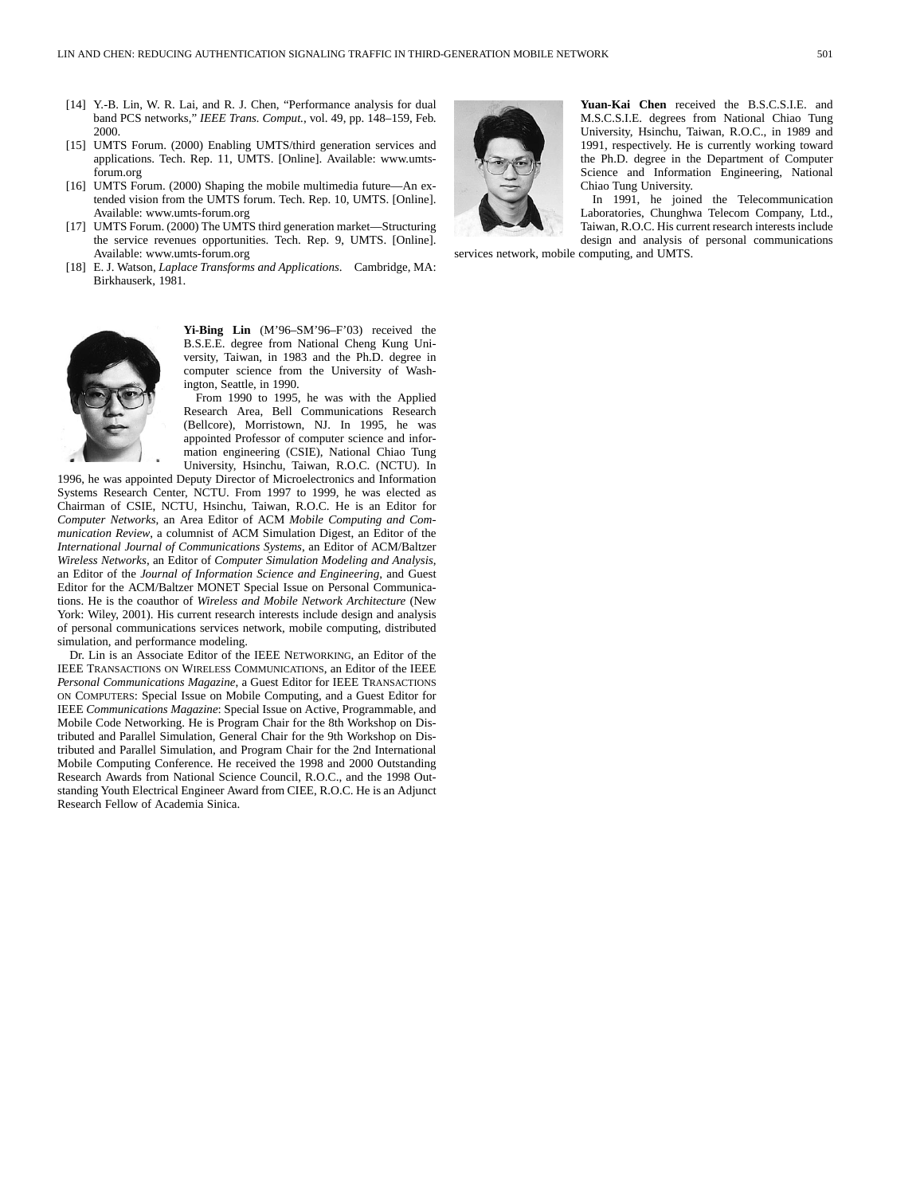[14] Y.-B. Lin, W. R. Lai, and R. J. Chen, “Performance analysis for dual band PCS networks,” *IEEE Trans. Comput.*, vol. 49, pp. 148–159, Feb. 2000.

[15] UMTS Forum. (2000) Enabling UMTS/third generation services and applications. Tech. Rep. 11, UMTS. [Online]. Available: www.umts-forum.org

[16] UMTS Forum. (2000) Shaping the mobile multimedia future—An extended vision from the UMTS forum. Tech. Rep. 10, UMTS. [Online]. Available: www.umts-forum.org

[17] UMTS Forum. (2000) The UMTS third generation market—Structuring the service revenues opportunities. Tech. Rep. 9, UMTS. [Online]. Available: www.umts-forum.org

[18] E. J. Watson, *Laplace Transforms and Applications*. Cambridge, MA: Birkhauserk, 1981.

**Yi-Bing Lin** (M'96–SM'96–F'03) received the B.S.E.E. degree from National Cheng Kung University, Taiwan, in 1983 and the Ph.D. degree in computer science from the University of Washington, Seattle, in 1990.

From 1990 to 1995, he was with the Applied Research Area, Bell Communications Research (Bellcore), Morristown, NJ. In 1995, he was appointed Professor of computer science and information engineering (CSIE), National Chiao Tung University, Hsinchu, Taiwan, R.O.C. (NCTU). In 1996, he was appointed Deputy Director of Microelectronics and Information Systems Research Center, NCTU. From 1997 to 1999, he was elected as Chairman of CSIE, NCTU, Hsinchu, Taiwan, R.O.C. He is an Editor for *Computer Networks*, an Area Editor of ACM *Mobile Computing and Communication Review*, a columnist of ACM Simulation Digest, an Editor of the *International Journal of Communications Systems*, an Editor of ACM/Baltzer *Wireless Networks*, an Editor of *Computer Simulation Modeling and Analysis*, an Editor of the *Journal of Information Science and Engineering*, and Guest Editor for the ACM/Baltzer MONET Special Issue on Personal Communications. He is the coauthor of *Wireless and Mobile Network Architecture* (New York: Wiley, 2001). His current research interests include design and analysis of personal communications services network, mobile computing, distributed simulation, and performance modeling.

Dr. Lin is an Associate Editor of the IEEE NETWORKING, an Editor of the IEEE TRANSACTIONS ON WIRELESS COMMUNICATIONS, an Editor of the IEEE *Personal Communications Magazine*, a Guest Editor for IEEE TRANSACTIONS ON COMPUTERS: Special Issue on Mobile Computing, and a Guest Editor for IEEE *Communications Magazine*: Special Issue on Active, Programmable, and Mobile Code Networking. He is Program Chair for the 8th Workshop on Distributed and Parallel Simulation, General Chair for the 9th Workshop on Distributed and Parallel Simulation, and Program Chair for the 2nd International Mobile Computing Conference. He received the 1998 and 2000 Outstanding Research Awards from National Science Council, R.O.C., and the 1998 Outstanding Youth Electrical Engineer Award from CIEE, R.O.C. He is an Adjunct Research Fellow of Academia Sinica.

**Yuan-Kai Chen** received the B.S.C.S.I.E. and M.S.C.S.I.E. degrees from National Chiao Tung University, Hsinchu, Taiwan, R.O.C., in 1989 and 1991, respectively. He is currently working toward the Ph.D. degree in the Department of Computer Science and Information Engineering, National Chiao Tung University.

In 1991, he joined the Telecommunication Laboratories, Chunghwa Telecom Company, Ltd., Taiwan, R.O.C. His current research interests include design and analysis of personal communications services network, mobile computing, and UMTS.